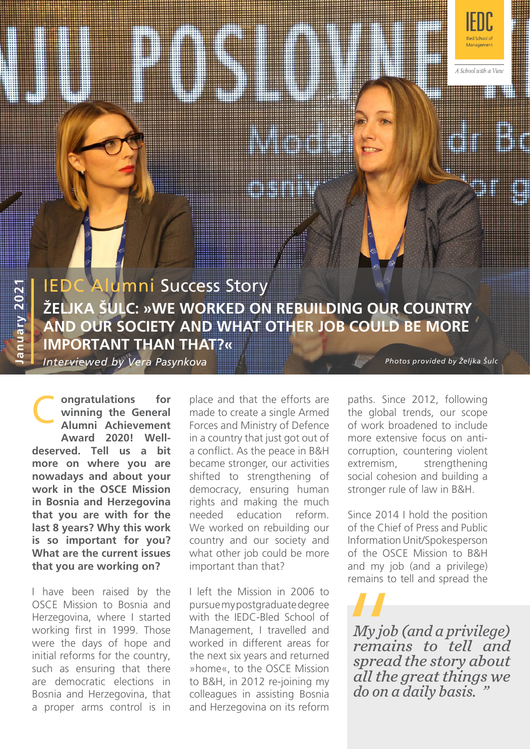IEDC
Bled School of Management
*A School with a View*

January 2021

## IEDC Alumni Success Story

# ŽELJKA ŠULC: »WE WORKED ON REBUILDING OUR COUNTRY AND OUR SOCIETY AND WHAT OTHER JOB COULD BE MORE IMPORTANT THAN THAT?«

*Interviewed by Vera Pasynkova*

*Photos provided by Željka Šulc*

**Congratulations for winning the General Alumni Achievement Award 2020! Well-deserved. Tell us a bit more on where you are nowadays and about your work in the OSCE Mission in Bosnia and Herzegovina that you are with for the last 8 years? Why this work is so important for you? What are the current issues that you are working on?**

I have been raised by the OSCE Mission to Bosnia and Herzegovina, where I started working first in 1999. Those were the days of hope and initial reforms for the country, such as ensuring that there are democratic elections in Bosnia and Herzegovina, that a proper arms control is in place and that the efforts are made to create a single Armed Forces and Ministry of Defence in a country that just got out of a conflict. As the peace in B&H became stronger, our activities shifted to strengthening of democracy, ensuring human rights and making the much needed education reform. We worked on rebuilding our country and our society and what other job could be more important than that?

I left the Mission in 2006 to pursue my postgraduate degree with the IEDC-Bled School of Management, I travelled and worked in different areas for the next six years and returned »home«, to the OSCE Mission to B&H, in 2012 re-joining my colleagues in assisting Bosnia and Herzegovina on its reform paths. Since 2012, following the global trends, our scope of work broadened to include more extensive focus on anti-corruption, countering violent extremism, strengthening social cohesion and building a stronger rule of law in B&H.

Since 2014 I hold the position of the Chief of Press and Public Information Unit/Spokesperson of the OSCE Mission to B&H and my job (and a privilege) remains to tell and spread the

> *My job (and a privilege) remains to tell and spread the story about all the great things we do on a daily basis.*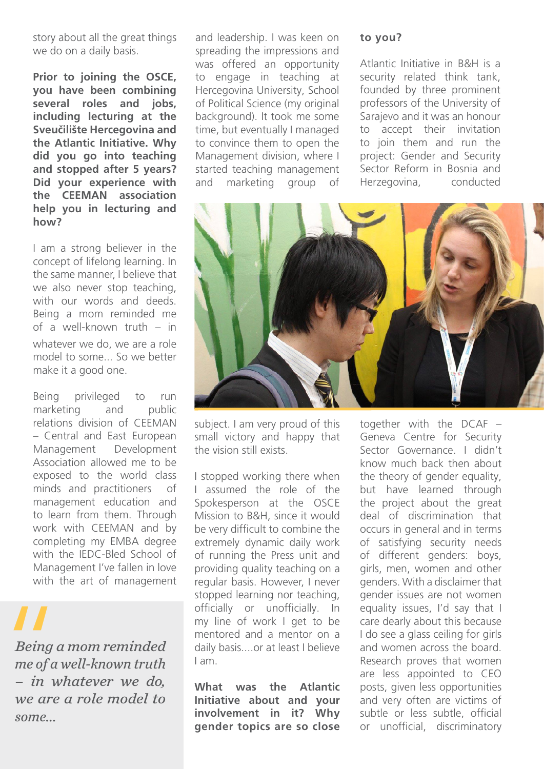story about all the great things we do on a daily basis.

**Prior to joining the OSCE, you have been combining several roles and jobs, including lecturing at the Sveučilište Hercegovina and the Atlantic Initiative. Why did you go into teaching and stopped after 5 years? Did your experience with the CEEMAN association help you in lecturing and how?**

I am a strong believer in the concept of lifelong learning. In the same manner, I believe that we also never stop teaching, with our words and deeds. Being a mom reminded me of a well-known truth – in whatever we do, we are a role model to some... So we better make it a good one.

Being privileged to run marketing and public relations division of CEEMAN – Central and East European Management Development Association allowed me to be exposed to the world class minds and practitioners of management education and to learn from them. Through work with CEEMAN and by completing my EMBA degree with the IEDC-Bled School of Management I've fallen in love with the art of management and leadership. I was keen on spreading the impressions and was offered an opportunity to engage in teaching at Hercegovina University, School of Political Science (my original background). It took me some time, but eventually I managed to convince them to open the Management division, where I started teaching management and marketing group of subject. I am very proud of this small victory and happy that the vision still exists.

> *Being a mom reminded me of a well-known truth – in whatever we do, we are a role model to some...*

I stopped working there when I assumed the role of the Spokesperson at the OSCE Mission to B&H, since it would be very difficult to combine the extremely dynamic daily work of running the Press unit and providing quality teaching on a regular basis. However, I never stopped learning nor teaching, officially or unofficially. In my line of work I get to be mentored and a mentor on a daily basis....or at least I believe I am.

**What was the Atlantic Initiative about and your involvement in it? Why gender topics are so close to you?**

Atlantic Initiative in B&H is a security related think tank, founded by three prominent professors of the University of Sarajevo and it was an honour to accept their invitation to join them and run the project: Gender and Security Sector Reform in Bosnia and Herzegovina, conducted together with the DCAF – Geneva Centre for Security Sector Governance. I didn't know much back then about the theory of gender equality, but have learned through the project about the great deal of discrimination that occurs in general and in terms of satisfying security needs of different genders: boys, girls, men, women and other genders. With a disclaimer that gender issues are not women equality issues, I'd say that I care dearly about this because I do see a glass ceiling for girls and women across the board. Research proves that women are less appointed to CEO posts, given less opportunities and very often are victims of subtle or less subtle, official or unofficial, discriminatory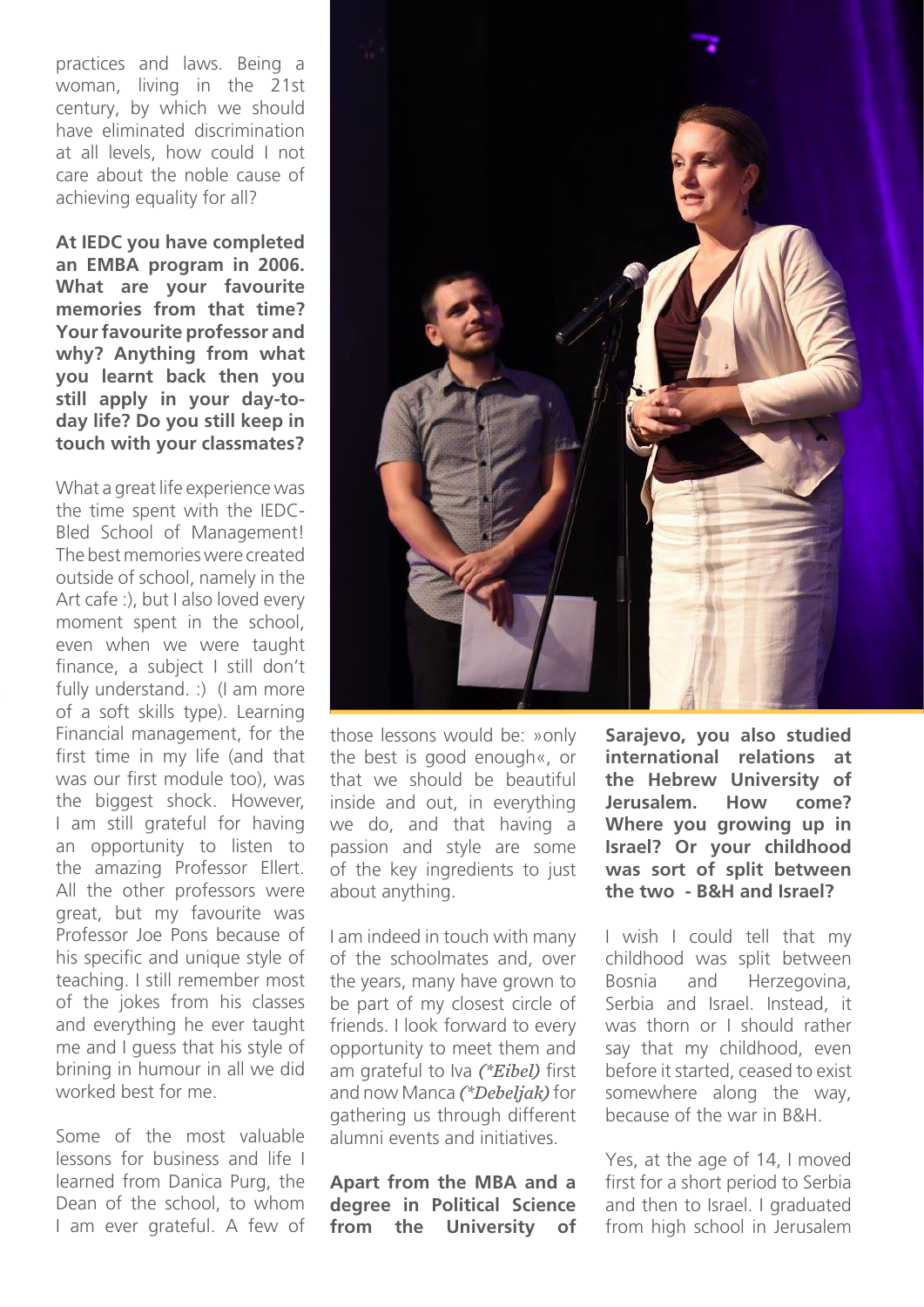practices and laws. Being a woman, living in the 21st century, by which we should have eliminated discrimination at all levels, how could I not care about the noble cause of achieving equality for all?

**At IEDC you have completed an EMBA program in 2006. What are your favourite memories from that time? Your favourite professor and why? Anything from what you learnt back then you still apply in your day-to-day life? Do you still keep in touch with your classmates?**

What a great life experience was the time spent with the IEDC-Bled School of Management! The best memories were created outside of school, namely in the Art cafe :), but I also loved every moment spent in the school, even when we were taught finance, a subject I still don't fully understand. :) (I am more of a soft skills type). Learning Financial management, for the first time in my life (and that was our first module too), was the biggest shock. However, I am still grateful for having an opportunity to listen to the amazing Professor Ellert. All the other professors were great, but my favourite was Professor Joe Pons because of his specific and unique style of teaching. I still remember most of the jokes from his classes and everything he ever taught me and I guess that his style of brining in humour in all we did worked best for me.

Some of the most valuable lessons for business and life I learned from Danica Purg, the Dean of the school, to whom I am ever grateful. A few of those lessons would be: »only the best is good enough«, or that we should be beautiful inside and out, in everything we do, and that having a passion and style are some of the key ingredients to just about anything.

I am indeed in touch with many of the schoolmates and, over the years, many have grown to be part of my closest circle of friends. I look forward to every opportunity to meet them and am grateful to Iva ***(\*Eibel)*** first and now Manca ***(\*Debeljak)*** for gathering us through different alumni events and initiatives.

**Apart from the MBA and a degree in Political Science from the University of Sarajevo, you also studied international relations at the Hebrew University of Jerusalem. How come? Where you growing up in Israel? Or your childhood was sort of split between the two - B&H and Israel?**

I wish I could tell that my childhood was split between Bosnia and Herzegovina, Serbia and Israel. Instead, it was thorn or I should rather say that my childhood, even before it started, ceased to exist somewhere along the way, because of the war in B&H.

Yes, at the age of 14, I moved first for a short period to Serbia and then to Israel. I graduated from high school in Jerusalem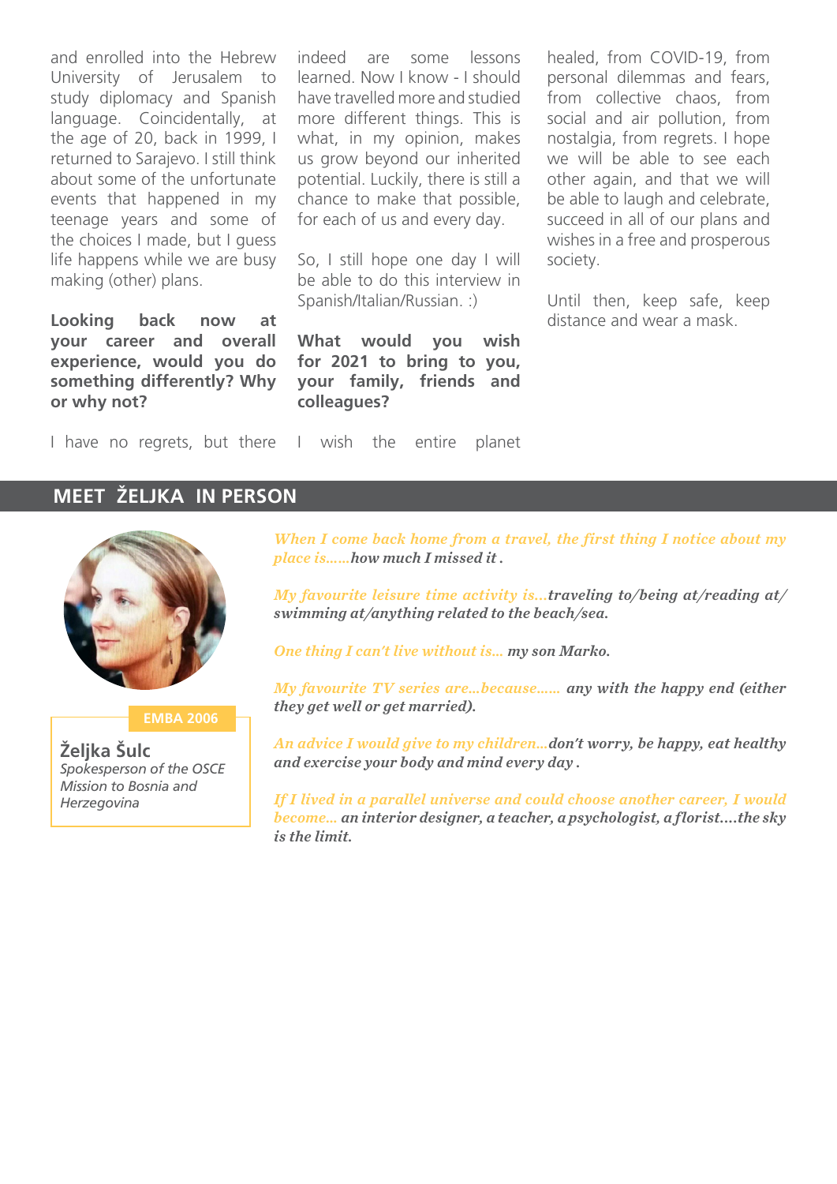and enrolled into the Hebrew University of Jerusalem to study diplomacy and Spanish language. Coincidentally, at the age of 20, back in 1999, I returned to Sarajevo. I still think about some of the unfortunate events that happened in my teenage years and some of the choices I made, but I guess life happens while we are busy making (other) plans.

**Looking back now at your career and overall experience, would you do something differently? Why or why not?**

I have no regrets, but there indeed are some lessons learned. Now I know - I should have travelled more and studied more different things. This is what, in my opinion, makes us grow beyond our inherited potential. Luckily, there is still a chance to make that possible, for each of us and every day.

So, I still hope one day I will be able to do this interview in Spanish/Italian/Russian. :)

**What would you wish for 2021 to bring to you, your family, friends and colleagues?**

I wish the entire planet healed, from COVID-19, from personal dilemmas and fears, from collective chaos, from social and air pollution, from nostalgia, from regrets. I hope we will be able to see each other again, and that we will be able to laugh and celebrate, succeed in all of our plans and wishes in a free and prosperous society.

Until then, keep safe, keep distance and wear a mask.

## MEET ŽELJKA IN PERSON

EMBA 2006

**Željka Šulc**
*Spokesperson of the OSCE Mission to Bosnia and Herzegovina*

*When I come back home from a travel, the first thing I notice about my place is......* ***how much I missed it .***

*My favourite leisure time activity is...* ***traveling to/being at/reading at/ swimming at/anything related to the beach/sea.***

*One thing I can't live without is...* ***my son Marko.***

*My favourite TV series are...because......* ***any with the happy end (either they get well or get married).***

*An advice I would give to my children...* ***don't worry, be happy, eat healthy and exercise your body and mind every day .***

*If I lived in a parallel universe and could choose another career, I would become...* ***an interior designer, a teacher, a psychologist, a florist....the sky is the limit.***